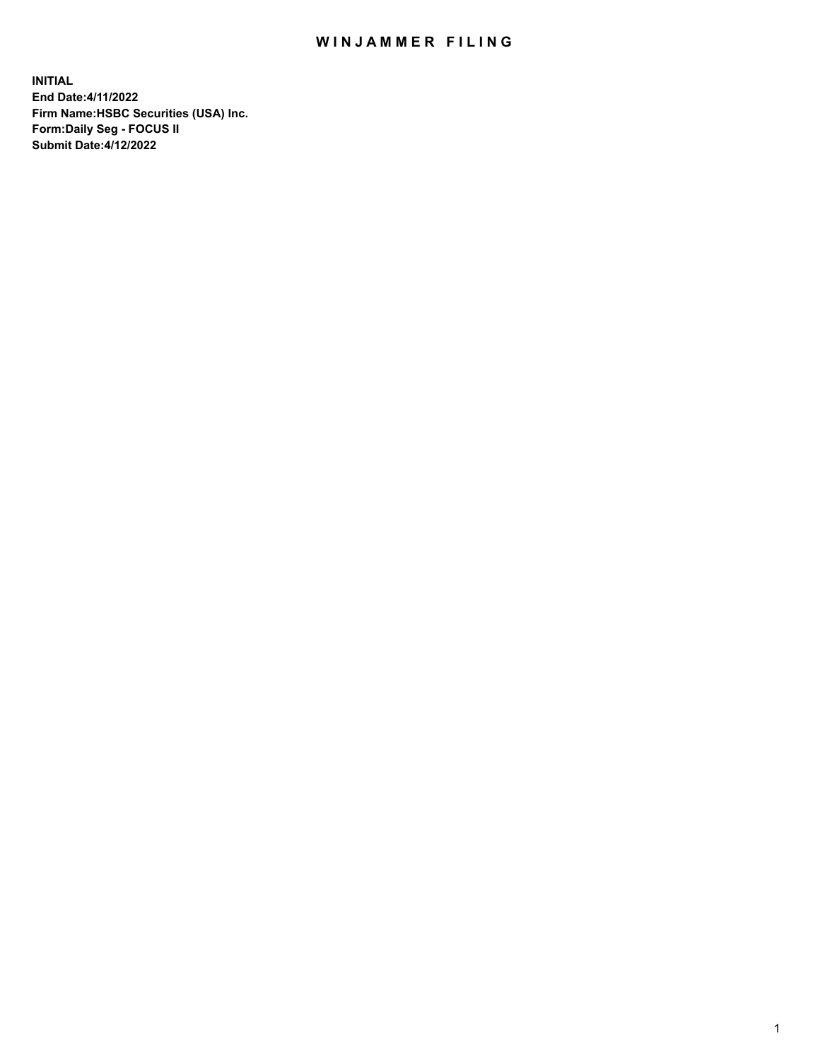# WINJAMMER FILING

**INITIAL**
**End Date:4/11/2022**
**Firm Name:HSBC Securities (USA) Inc.**
**Form:Daily Seg - FOCUS II**
**Submit Date:4/12/2022**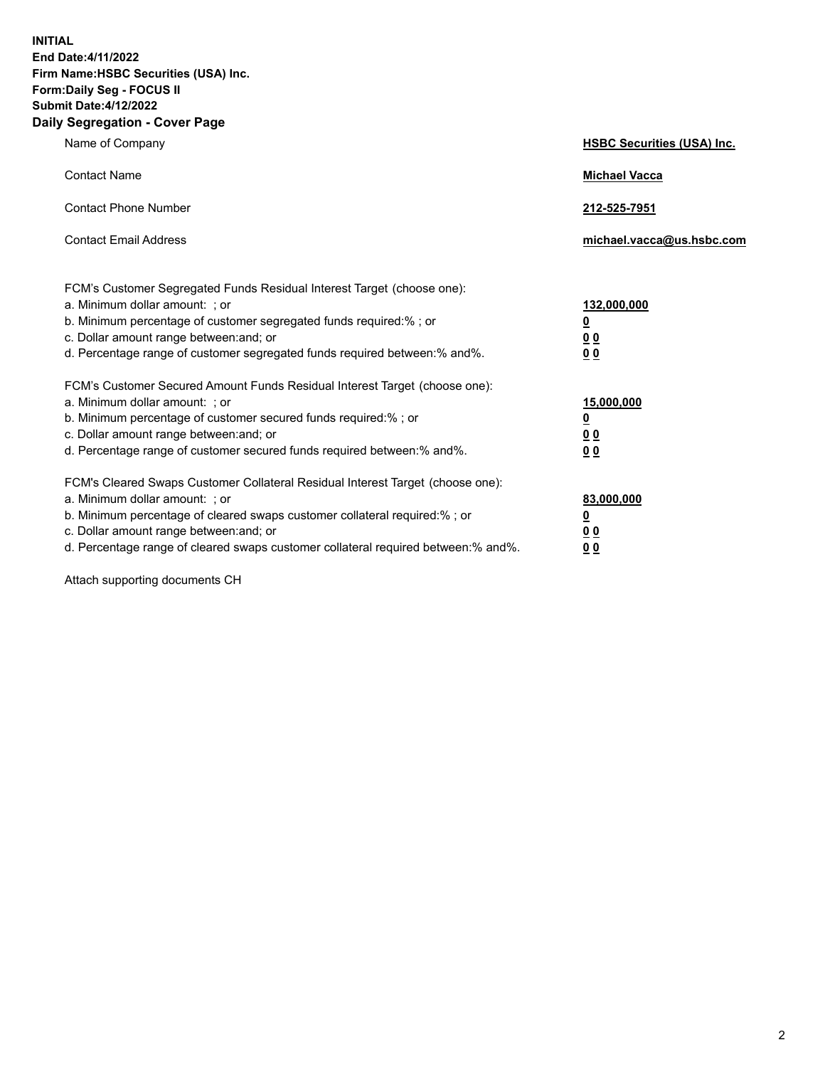**INITIAL**
**End Date:4/11/2022**
**Firm Name:HSBC Securities (USA) Inc.**
**Form:Daily Seg - FOCUS II**
**Submit Date:4/12/2022**

## Daily Segregation - Cover Page

| | |
|---|---|
| Name of Company | **HSBC Securities (USA) Inc.** |
| Contact Name | **Michael Vacca** |
| Contact Phone Number | **212-525-7951** |
| Contact Email Address | **michael.vacca@us.hsbc.com** |

| | |
|---|---|
| FCM's Customer Segregated Funds Residual Interest Target (choose one): | |
| a. Minimum dollar amount: ; or | **132,000,000** |
| b. Minimum percentage of customer segregated funds required:% ; or | **0** |
| c. Dollar amount range between:and; or | **0 0** |
| d. Percentage range of customer segregated funds required between:% and%. | **0 0** |
| FCM's Customer Secured Amount Funds Residual Interest Target (choose one): | |
| a. Minimum dollar amount: ; or | **15,000,000** |
| b. Minimum percentage of customer secured funds required:% ; or | **0** |
| c. Dollar amount range between:and; or | **0 0** |
| d. Percentage range of customer secured funds required between:% and%. | **0 0** |
| FCM's Cleared Swaps Customer Collateral Residual Interest Target (choose one): | |
| a. Minimum dollar amount: ; or | **83,000,000** |
| b. Minimum percentage of cleared swaps customer collateral required:% ; or | **0** |
| c. Dollar amount range between:and; or | **0 0** |
| d. Percentage range of cleared swaps customer collateral required between:% and%. | **0 0** |

Attach supporting documents CH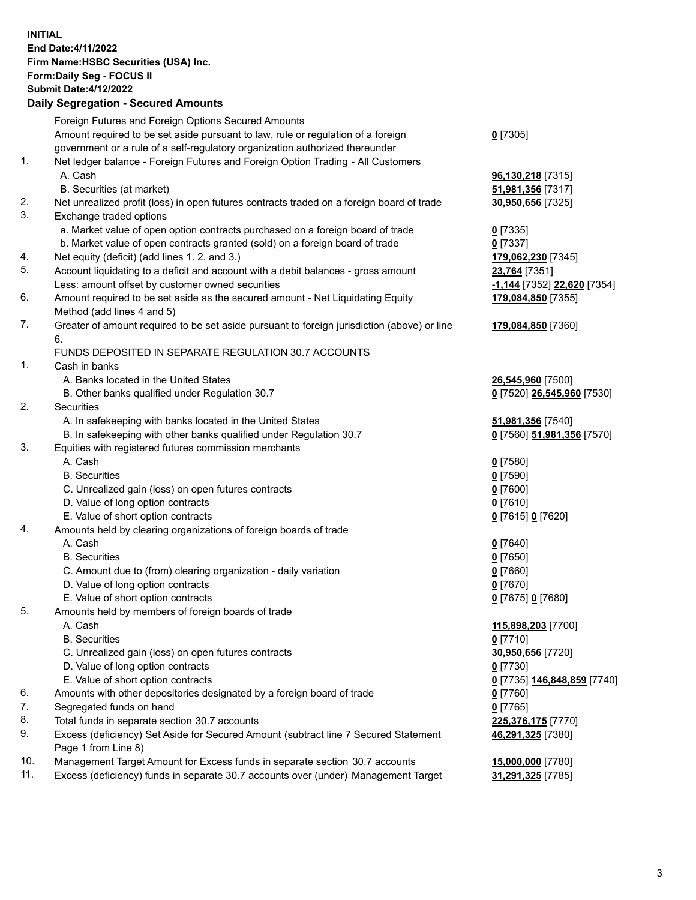**INITIAL**
**End Date:4/11/2022**
**Firm Name:HSBC Securities (USA) Inc.**
**Form:Daily Seg - FOCUS II**
**Submit Date:4/12/2022**

## Daily Segregation - Secured Amounts

| | | |
|---|---|---|
| | Foreign Futures and Foreign Options Secured Amounts | |
| | Amount required to be set aside pursuant to law, rule or regulation of a foreign government or a rule of a self-regulatory organization authorized thereunder | **0** [7305] |
| 1. | Net ledger balance - Foreign Futures and Foreign Option Trading - All Customers | |
| | A. Cash | **96,130,218** [7315] |
| | B. Securities (at market) | **51,981,356** [7317] |
| 2. | Net unrealized profit (loss) in open futures contracts traded on a foreign board of trade | **30,950,656** [7325] |
| 3. | Exchange traded options | |
| | a. Market value of open option contracts purchased on a foreign board of trade | **0** [7335] |
| | b. Market value of open contracts granted (sold) on a foreign board of trade | **0** [7337] |
| 4. | Net equity (deficit) (add lines 1. 2. and 3.) | **179,062,230** [7345] |
| 5. | Account liquidating to a deficit and account with a debit balances - gross amount | **23,764** [7351] |
| | Less: amount offset by customer owned securities | **-1,144** [7352] **22,620** [7354] |
| 6. | Amount required to be set aside as the secured amount - Net Liquidating Equity Method (add lines 4 and 5) | **179,084,850** [7355] |
| 7. | Greater of amount required to be set aside pursuant to foreign jurisdiction (above) or line 6. | **179,084,850** [7360] |
| | FUNDS DEPOSITED IN SEPARATE REGULATION 30.7 ACCOUNTS | |
| 1. | Cash in banks | |
| | A. Banks located in the United States | **26,545,960** [7500] |
| | B. Other banks qualified under Regulation 30.7 | **0** [7520] **26,545,960** [7530] |
| 2. | Securities | |
| | A. In safekeeping with banks located in the United States | **51,981,356** [7540] |
| | B. In safekeeping with other banks qualified under Regulation 30.7 | **0** [7560] **51,981,356** [7570] |
| 3. | Equities with registered futures commission merchants | |
| | A. Cash | **0** [7580] |
| | B. Securities | **0** [7590] |
| | C. Unrealized gain (loss) on open futures contracts | **0** [7600] |
| | D. Value of long option contracts | **0** [7610] |
| | E. Value of short option contracts | **0** [7615] **0** [7620] |
| 4. | Amounts held by clearing organizations of foreign boards of trade | |
| | A. Cash | **0** [7640] |
| | B. Securities | **0** [7650] |
| | C. Amount due to (from) clearing organization - daily variation | **0** [7660] |
| | D. Value of long option contracts | **0** [7670] |
| | E. Value of short option contracts | **0** [7675] **0** [7680] |
| 5. | Amounts held by members of foreign boards of trade | |
| | A. Cash | **115,898,203** [7700] |
| | B. Securities | **0** [7710] |
| | C. Unrealized gain (loss) on open futures contracts | **30,950,656** [7720] |
| | D. Value of long option contracts | **0** [7730] |
| | E. Value of short option contracts | **0** [7735] **146,848,859** [7740] |
| 6. | Amounts with other depositories designated by a foreign board of trade | **0** [7760] |
| 7. | Segregated funds on hand | **0** [7765] |
| 8. | Total funds in separate section 30.7 accounts | **225,376,175** [7770] |
| 9. | Excess (deficiency) Set Aside for Secured Amount (subtract line 7 Secured Statement Page 1 from Line 8) | **46,291,325** [7380] |
| 10. | Management Target Amount for Excess funds in separate section 30.7 accounts | **15,000,000** [7780] |
| 11. | Excess (deficiency) funds in separate 30.7 accounts over (under) Management Target | **31,291,325** [7785] |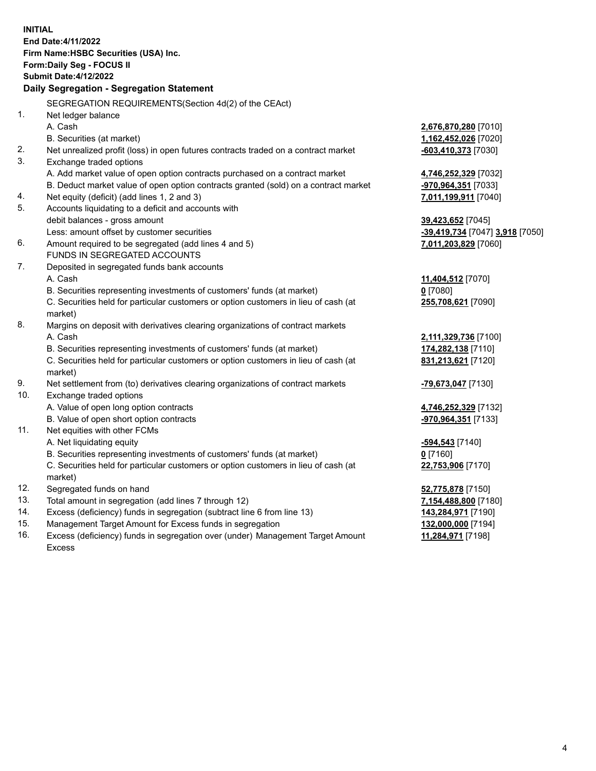**INITIAL**
**End Date:4/11/2022**
**Firm Name:HSBC Securities (USA) Inc.**
**Form:Daily Seg - FOCUS II**
**Submit Date:4/12/2022**

### Daily Segregation - Segregation Statement

SEGREGATION REQUIREMENTS(Section 4d(2) of the CEAct)

| | | |
|---|---|---|
| 1. | Net ledger balance | |
| | A. Cash | **2,676,870,280** [7010] |
| | B. Securities (at market) | **1,162,452,026** [7020] |
| 2. | Net unrealized profit (loss) in open futures contracts traded on a contract market | **-603,410,373** [7030] |
| 3. | Exchange traded options | |
| | A. Add market value of open option contracts purchased on a contract market | **4,746,252,329** [7032] |
| | B. Deduct market value of open option contracts granted (sold) on a contract market | **-970,964,351** [7033] |
| 4. | Net equity (deficit) (add lines 1, 2 and 3) | **7,011,199,911** [7040] |
| 5. | Accounts liquidating to a deficit and accounts with debit balances - gross amount | **39,423,652** [7045] |
| | Less: amount offset by customer securities | **-39,419,734** [7047] **3,918** [7050] |
| 6. | Amount required to be segregated (add lines 4 and 5) | **7,011,203,829** [7060] |
| | FUNDS IN SEGREGATED ACCOUNTS | |
| 7. | Deposited in segregated funds bank accounts | |
| | A. Cash | **11,404,512** [7070] |
| | B. Securities representing investments of customers' funds (at market) | **0** [7080] |
| | C. Securities held for particular customers or option customers in lieu of cash (at market) | **255,708,621** [7090] |
| 8. | Margins on deposit with derivatives clearing organizations of contract markets | |
| | A. Cash | **2,111,329,736** [7100] |
| | B. Securities representing investments of customers' funds (at market) | **174,282,138** [7110] |
| | C. Securities held for particular customers or option customers in lieu of cash (at market) | **831,213,621** [7120] |
| 9. | Net settlement from (to) derivatives clearing organizations of contract markets | **-79,673,047** [7130] |
| 10. | Exchange traded options | |
| | A. Value of open long option contracts | **4,746,252,329** [7132] |
| | B. Value of open short option contracts | **-970,964,351** [7133] |
| 11. | Net equities with other FCMs | |
| | A. Net liquidating equity | **-594,543** [7140] |
| | B. Securities representing investments of customers' funds (at market) | **0** [7160] |
| | C. Securities held for particular customers or option customers in lieu of cash (at market) | **22,753,906** [7170] |
| 12. | Segregated funds on hand | **52,775,878** [7150] |
| 13. | Total amount in segregation (add lines 7 through 12) | **7,154,488,800** [7180] |
| 14. | Excess (deficiency) funds in segregation (subtract line 6 from line 13) | **143,284,971** [7190] |
| 15. | Management Target Amount for Excess funds in segregation | **132,000,000** [7194] |
| 16. | Excess (deficiency) funds in segregation over (under) Management Target Amount Excess | **11,284,971** [7198] |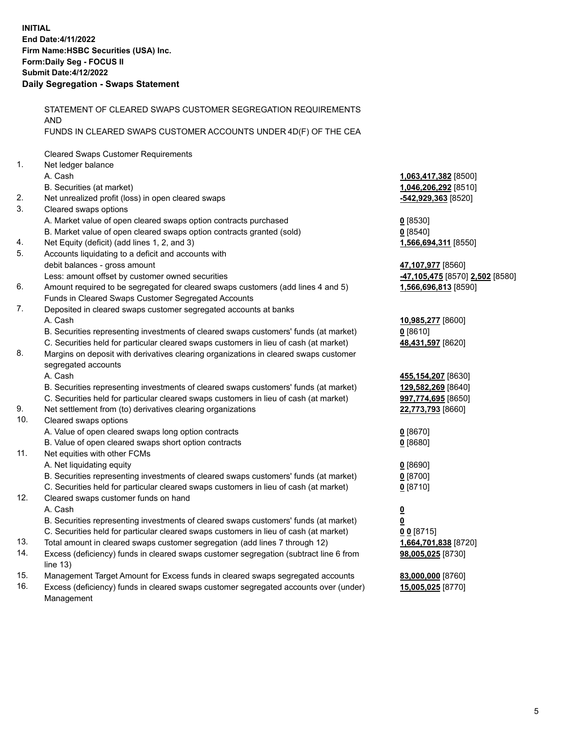**INITIAL**
**End Date:4/11/2022**
**Firm Name:HSBC Securities (USA) Inc.**
**Form:Daily Seg - FOCUS II**
**Submit Date:4/12/2022**
**Daily Segregation - Swaps Statement**

STATEMENT OF CLEARED SWAPS CUSTOMER SEGREGATION REQUIREMENTS AND FUNDS IN CLEARED SWAPS CUSTOMER ACCOUNTS UNDER 4D(F) OF THE CEA

| | | |
|---|---|---|
| | Cleared Swaps Customer Requirements | |
| 1. | Net ledger balance | |
| | A. Cash | **1,063,417,382** [8500] |
| | B. Securities (at market) | **1,046,206,292** [8510] |
| 2. | Net unrealized profit (loss) in open cleared swaps | **-542,929,363** [8520] |
| 3. | Cleared swaps options | |
| | A. Market value of open cleared swaps option contracts purchased | **0** [8530] |
| | B. Market value of open cleared swaps option contracts granted (sold) | **0** [8540] |
| 4. | Net Equity (deficit) (add lines 1, 2, and 3) | **1,566,694,311** [8550] |
| 5. | Accounts liquidating to a deficit and accounts with debit balances - gross amount | **47,107,977** [8560] |
| | Less: amount offset by customer owned securities | **-47,105,475** [8570] **2,502** [8580] |
| 6. | Amount required to be segregated for cleared swaps customers (add lines 4 and 5) | **1,566,696,813** [8590] |
| | Funds in Cleared Swaps Customer Segregated Accounts | |
| 7. | Deposited in cleared swaps customer segregated accounts at banks | |
| | A. Cash | **10,985,277** [8600] |
| | B. Securities representing investments of cleared swaps customers' funds (at market) | **0** [8610] |
| | C. Securities held for particular cleared swaps customers in lieu of cash (at market) | **48,431,597** [8620] |
| 8. | Margins on deposit with derivatives clearing organizations in cleared swaps customer segregated accounts | |
| | A. Cash | **455,154,207** [8630] |
| | B. Securities representing investments of cleared swaps customers' funds (at market) | **129,582,269** [8640] |
| | C. Securities held for particular cleared swaps customers in lieu of cash (at market) | **997,774,695** [8650] |
| 9. | Net settlement from (to) derivatives clearing organizations | **22,773,793** [8660] |
| 10. | Cleared swaps options | |
| | A. Value of open cleared swaps long option contracts | **0** [8670] |
| | B. Value of open cleared swaps short option contracts | **0** [8680] |
| 11. | Net equities with other FCMs | |
| | A. Net liquidating equity | **0** [8690] |
| | B. Securities representing investments of cleared swaps customers' funds (at market) | **0** [8700] |
| | C. Securities held for particular cleared swaps customers in lieu of cash (at market) | **0** [8710] |
| 12. | Cleared swaps customer funds on hand | |
| | A. Cash | **0** |
| | B. Securities representing investments of cleared swaps customers' funds (at market) | **0** |
| | C. Securities held for particular cleared swaps customers in lieu of cash (at market) | **0** **0** [8715] |
| 13. | Total amount in cleared swaps customer segregation (add lines 7 through 12) | **1,664,701,838** [8720] |
| 14. | Excess (deficiency) funds in cleared swaps customer segregation (subtract line 6 from line 13) | **98,005,025** [8730] |
| 15. | Management Target Amount for Excess funds in cleared swaps segregated accounts | **83,000,000** [8760] |
| 16. | Excess (deficiency) funds in cleared swaps customer segregated accounts over (under) Management | **15,005,025** [8770] |